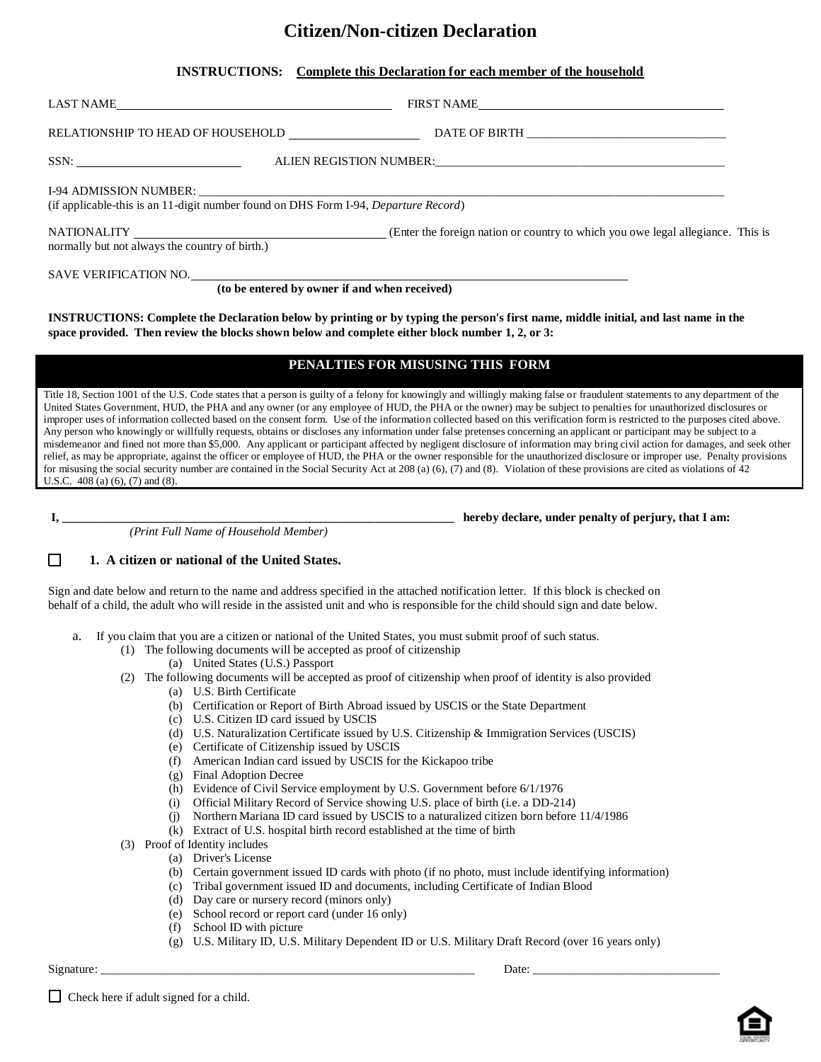# Citizen/Non-citizen Declaration

**INSTRUCTIONS:** **Complete this Declaration for each member of the household**

LAST NAME\_\_\_\_\_\_\_\_\_\_\_\_\_\_\_\_\_\_\_\_\_\_\_\_\_\_\_\_\_\_\_\_\_\_ FIRST NAME\_\_\_\_\_\_\_\_\_\_\_\_\_\_\_\_\_\_\_\_\_\_\_\_\_\_\_\_\_\_\_\_\_\_

RELATIONSHIP TO HEAD OF HOUSEHOLD \_\_\_\_\_\_\_\_\_\_\_\_\_\_\_\_\_\_ DATE OF BIRTH \_\_\_\_\_\_\_\_\_\_\_\_\_\_\_\_\_\_\_\_\_\_\_\_\_\_\_\_

SSN: \_\_\_\_\_\_\_\_\_\_\_\_\_\_\_\_\_\_\_\_\_\_ ALIEN REGISTION NUMBER:\_\_\_\_\_\_\_\_\_\_\_\_\_\_\_\_\_\_\_\_\_\_\_\_\_\_\_\_\_\_\_\_\_\_\_\_\_\_\_\_

I-94 ADMISSION NUMBER: \_\_\_\_\_\_\_\_\_\_\_\_\_\_\_\_\_\_\_\_\_\_\_\_\_\_\_\_\_\_\_\_\_\_\_\_\_\_\_\_\_\_\_\_\_\_\_\_\_\_\_\_\_\_\_\_\_\_\_\_\_\_\_\_
(if applicable-this is an 11-digit number found on DHS Form I-94, *Departure Record*)

NATIONALITY \_\_\_\_\_\_\_\_\_\_\_\_\_\_\_\_\_\_\_\_\_\_\_\_\_\_\_\_\_\_\_\_\_\_\_\_ (Enter the foreign nation or country to which you owe legal allegiance. This is normally but not always the country of birth.)

SAVE VERIFICATION NO.\_\_\_\_\_\_\_\_\_\_\_\_\_\_\_\_\_\_\_\_\_\_\_\_\_\_\_\_\_\_\_\_\_\_\_\_\_\_\_\_\_\_\_\_\_\_\_\_\_\_\_\_\_\_\_\_\_\_\_
**(to be entered by owner if and when received)**

**INSTRUCTIONS: Complete the Declaration below by printing or by typing the person's first name, middle initial, and last name in the space provided. Then review the blocks shown below and complete either block number 1, 2, or 3:**

## PENALTIES FOR MISUSING THIS FORM

Title 18, Section 1001 of the U.S. Code states that a person is guilty of a felony for knowingly and willingly making false or fraudulent statements to any department of the United States Government, HUD, the PHA and any owner (or any employee of HUD, the PHA or the owner) may be subject to penalties for unauthorized disclosures or improper uses of information collected based on the consent form. Use of the information collected based on this verification form is restricted to the purposes cited above. Any person who knowingly or willfully requests, obtains or discloses any information under false pretenses concerning an applicant or participant may be subject to a misdemeanor and fined not more than $5,000. Any applicant or participant affected by negligent disclosure of information may bring civil action for damages, and seek other relief, as may be appropriate, against the officer or employee of HUD, the PHA or the owner responsible for the unauthorized disclosure or improper use. Penalty provisions for misusing the social security number are contained in the Social Security Act at 208 (a) (6), (7) and (8). Violation of these provisions are cited as violations of 42 U.S.C. 408 (a) (6), (7) and (8).

**I, \_\_\_\_\_\_\_\_\_\_\_\_\_\_\_\_\_\_\_\_\_\_\_\_\_\_\_\_\_\_\_\_\_\_\_\_\_\_\_\_\_\_\_\_\_\_\_\_\_\_\_\_\_\_ hereby declare, under penalty of perjury, that I am:**
*(Print Full Name of Household Member)*

☐ **1. A citizen or national of the United States.**

Sign and date below and return to the name and address specified in the attached notification letter. If this block is checked on behalf of a child, the adult who will reside in the assisted unit and who is responsible for the child should sign and date below.

a. If you claim that you are a citizen or national of the United States, you must submit proof of such status.
   (1) The following documents will be accepted as proof of citizenship
      (a) United States (U.S.) Passport
   (2) The following documents will be accepted as proof of citizenship when proof of identity is also provided
      (a) U.S. Birth Certificate
      (b) Certification or Report of Birth Abroad issued by USCIS or the State Department
      (c) U.S. Citizen ID card issued by USCIS
      (d) U.S. Naturalization Certificate issued by U.S. Citizenship & Immigration Services (USCIS)
      (e) Certificate of Citizenship issued by USCIS
      (f) American Indian card issued by USCIS for the Kickapoo tribe
      (g) Final Adoption Decree
      (h) Evidence of Civil Service employment by U.S. Government before 6/1/1976
      (i) Official Military Record of Service showing U.S. place of birth (i.e. a DD-214)
      (j) Northern Mariana ID card issued by USCIS to a naturalized citizen born before 11/4/1986
      (k) Extract of U.S. hospital birth record established at the time of birth
   (3) Proof of Identity includes
      (a) Driver's License
      (b) Certain government issued ID cards with photo (if no photo, must include identifying information)
      (c) Tribal government issued ID and documents, including Certificate of Indian Blood
      (d) Day care or nursery record (minors only)
      (e) School record or report card (under 16 only)
      (f) School ID with picture
      (g) U.S. Military ID, U.S. Military Dependent ID or U.S. Military Draft Record (over 16 years only)

Signature: \_\_\_\_\_\_\_\_\_\_\_\_\_\_\_\_\_\_\_\_\_\_\_\_\_\_\_\_\_\_\_\_\_\_\_\_\_\_\_\_\_\_\_\_\_\_\_\_\_\_\_\_ Date: \_\_\_\_\_\_\_\_\_\_\_\_\_\_\_\_\_\_\_\_\_\_\_\_\_\_\_

☐ Check here if adult signed for a child.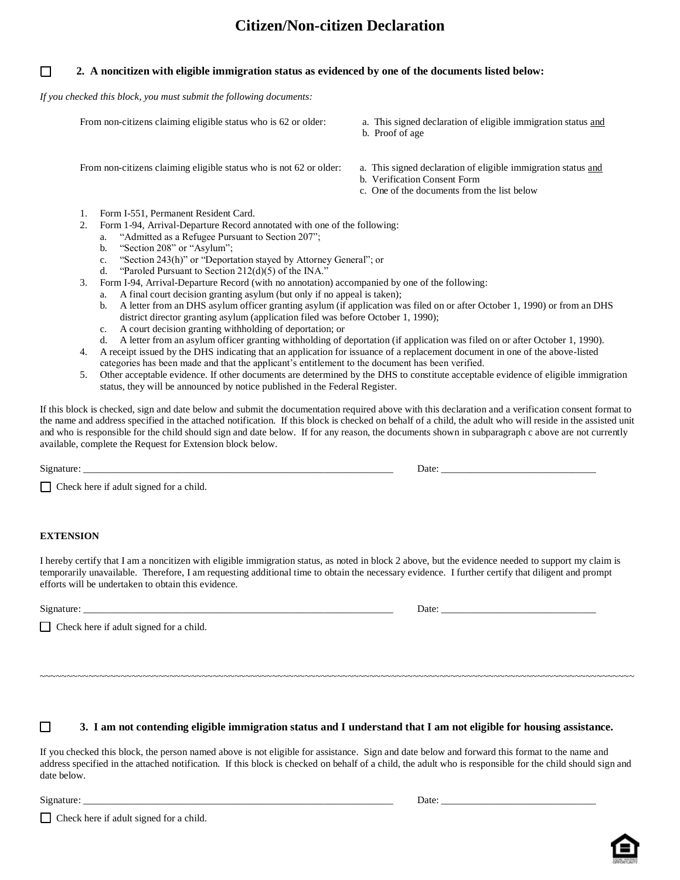# Citizen/Non-citizen Declaration

☐ **2. A noncitizen with eligible immigration status as evidenced by one of the documents listed below:**

*If you checked this block, you must submit the following documents:*

From non-citizens claiming eligible status who is 62 or older:
a. This signed declaration of eligible immigration status and
b. Proof of age

From non-citizens claiming eligible status who is not 62 or older:
a. This signed declaration of eligible immigration status and
b. Verification Consent Form
c. One of the documents from the list below

1. Form I-551, Permanent Resident Card.
2. Form 1-94, Arrival-Departure Record annotated with one of the following:
   a. "Admitted as a Refugee Pursuant to Section 207";
   b. "Section 208" or "Asylum";
   c. "Section 243(h)" or "Deportation stayed by Attorney General"; or
   d. "Paroled Pursuant to Section 212(d)(5) of the INA."
3. Form I-94, Arrival-Departure Record (with no annotation) accompanied by one of the following:
   a. A final court decision granting asylum (but only if no appeal is taken);
   b. A letter from an DHS asylum officer granting asylum (if application was filed on or after October 1, 1990) or from an DHS district director granting asylum (application filed was before October 1, 1990);
   c. A court decision granting withholding of deportation; or
   d. A letter from an asylum officer granting withholding of deportation (if application was filed on or after October 1, 1990).
4. A receipt issued by the DHS indicating that an application for issuance of a replacement document in one of the above-listed categories has been made and that the applicant's entitlement to the document has been verified.
5. Other acceptable evidence. If other documents are determined by the DHS to constitute acceptable evidence of eligible immigration status, they will be announced by notice published in the Federal Register.

If this block is checked, sign and date below and submit the documentation required above with this declaration and a verification consent format to the name and address specified in the attached notification. If this block is checked on behalf of a child, the adult who will reside in the assisted unit and who is responsible for the child should sign and date below. If for any reason, the documents shown in subparagraph c above are not currently available, complete the Request for Extension block below.

Signature: ________________________________ Date: ________________

☐ Check here if adult signed for a child.

**EXTENSION**

I hereby certify that I am a noncitizen with eligible immigration status, as noted in block 2 above, but the evidence needed to support my claim is temporarily unavailable. Therefore, I am requesting additional time to obtain the necessary evidence. I further certify that diligent and prompt efforts will be undertaken to obtain this evidence.

Signature: ________________________________ Date: ________________

☐ Check here if adult signed for a child.

~~~~~~~~~~~~~~~~~~~~~~~~~~~~~~~~~~~~~~~~~~~~~~~~~~~~~~~~~~~~~~~~~~~~~~~~

☐ **3. I am not contending eligible immigration status and I understand that I am not eligible for housing assistance.**

If you checked this block, the person named above is not eligible for assistance. Sign and date below and forward this format to the name and address specified in the attached notification. If this block is checked on behalf of a child, the adult who is responsible for the child should sign and date below.

Signature: ________________________________ Date: ________________

☐ Check here if adult signed for a child.